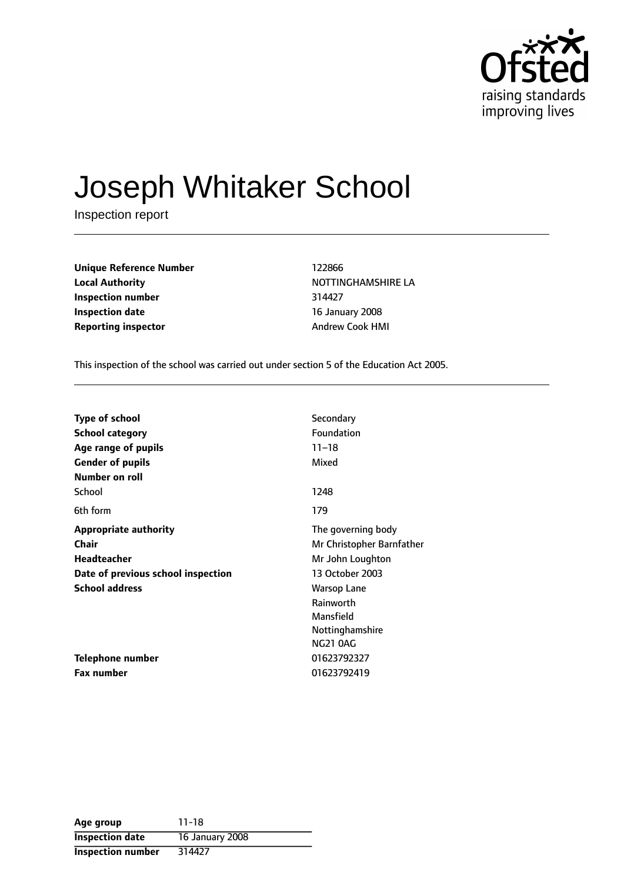# Joseph Whitaker School

Inspection report

| | |
|---|---|
| **Unique Reference Number** | 122866 |
| **Local Authority** | NOTTINGHAMSHIRE LA |
| **Inspection number** | 314427 |
| **Inspection date** | 16 January 2008 |
| **Reporting inspector** | Andrew Cook HMI |

This inspection of the school was carried out under section 5 of the Education Act 2005.

| | |
|---|---|
| **Type of school** | Secondary |
| **School category** | Foundation |
| **Age range of pupils** | 11–18 |
| **Gender of pupils** | Mixed |
| **Number on roll** | |
| School | 1248 |
| 6th form | 179 |
| **Appropriate authority** | The governing body |
| **Chair** | Mr Christopher Barnfather |
| **Headteacher** | Mr John Loughton |
| **Date of previous school inspection** | 13 October 2003 |
| **School address** | Warsop Lane<br>Rainworth<br>Mansfield<br>Nottinghamshire<br>NG21 0AG |
| **Telephone number** | 01623792327 |
| **Fax number** | 01623792419 |

| | |
|---|---|
| **Age group** | 11-18 |
| **Inspection date** | 16 January 2008 |
| **Inspection number** | 314427 |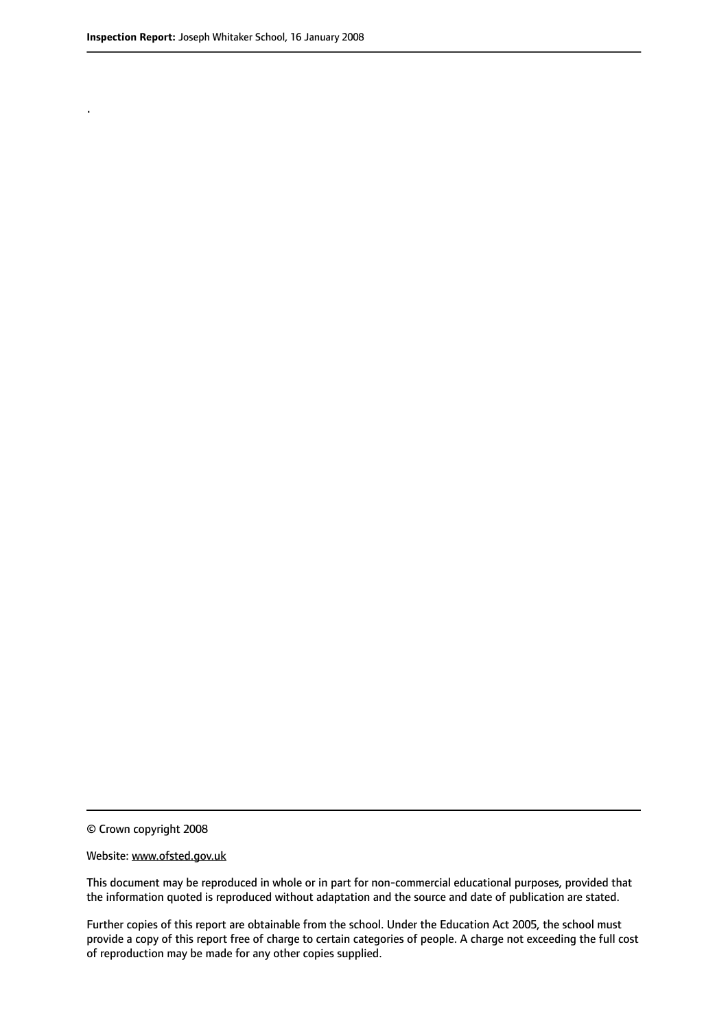.

© Crown copyright 2008

Website: www.ofsted.gov.uk

This document may be reproduced in whole or in part for non-commercial educational purposes, provided that the information quoted is reproduced without adaptation and the source and date of publication are stated.

Further copies of this report are obtainable from the school. Under the Education Act 2005, the school must provide a copy of this report free of charge to certain categories of people. A charge not exceeding the full cost of reproduction may be made for any other copies supplied.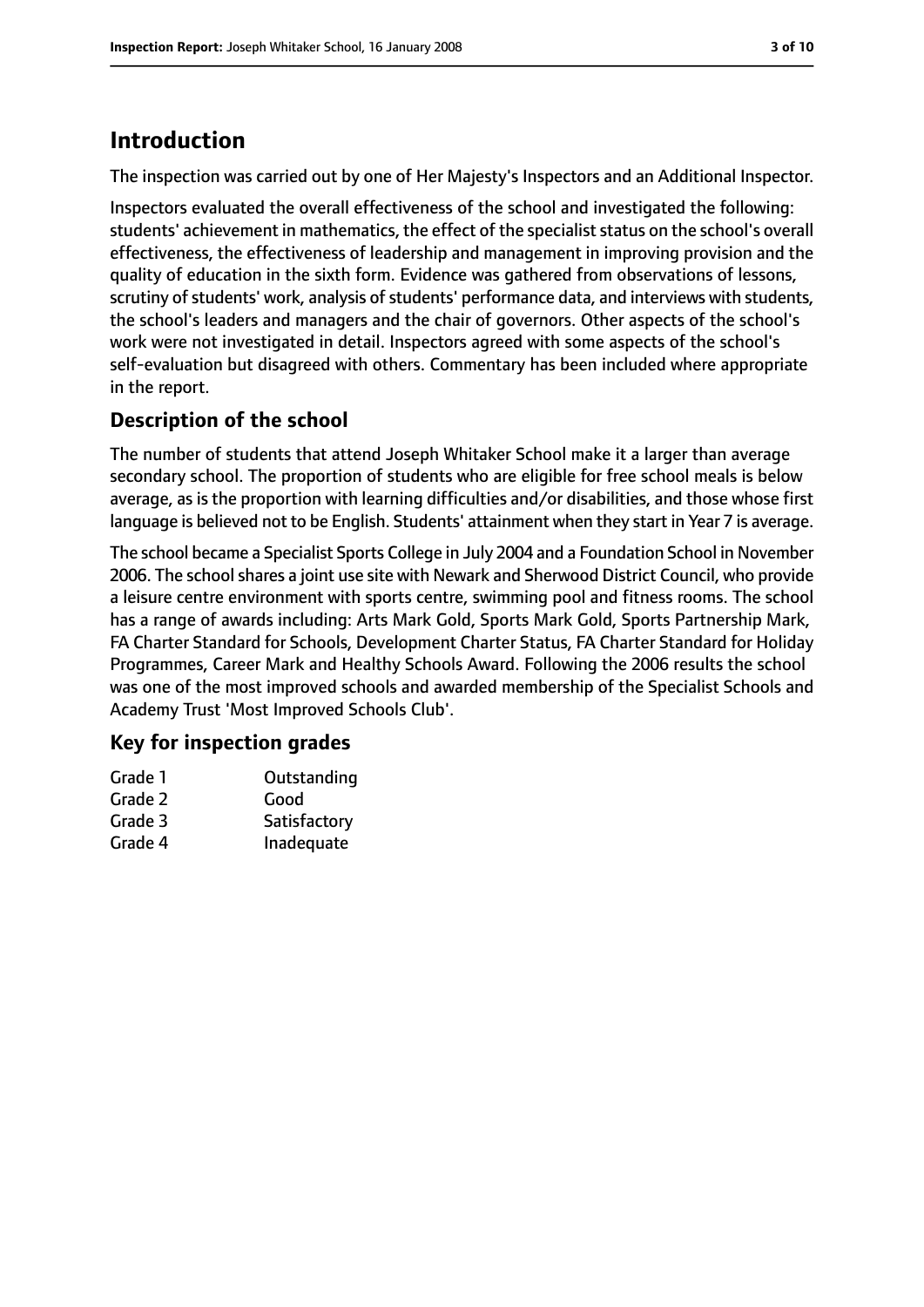# Introduction

The inspection was carried out by one of Her Majesty's Inspectors and an Additional Inspector.

Inspectors evaluated the overall effectiveness of the school and investigated the following: students' achievement in mathematics, the effect of the specialist status on the school's overall effectiveness, the effectiveness of leadership and management in improving provision and the quality of education in the sixth form. Evidence was gathered from observations of lessons, scrutiny of students' work, analysis of students' performance data, and interviews with students, the school's leaders and managers and the chair of governors. Other aspects of the school's work were not investigated in detail. Inspectors agreed with some aspects of the school's self-evaluation but disagreed with others. Commentary has been included where appropriate in the report.

## Description of the school

The number of students that attend Joseph Whitaker School make it a larger than average secondary school. The proportion of students who are eligible for free school meals is below average, as is the proportion with learning difficulties and/or disabilities, and those whose first language is believed not to be English. Students' attainment when they start in Year 7 is average.

The school became a Specialist Sports College in July 2004 and a Foundation School in November 2006. The school shares a joint use site with Newark and Sherwood District Council, who provide a leisure centre environment with sports centre, swimming pool and fitness rooms. The school has a range of awards including: Arts Mark Gold, Sports Mark Gold, Sports Partnership Mark, FA Charter Standard for Schools, Development Charter Status, FA Charter Standard for Holiday Programmes, Career Mark and Healthy Schools Award. Following the 2006 results the school was one of the most improved schools and awarded membership of the Specialist Schools and Academy Trust 'Most Improved Schools Club'.

## Key for inspection grades

| | |
|---|---|
| Grade 1 | Outstanding |
| Grade 2 | Good |
| Grade 3 | Satisfactory |
| Grade 4 | Inadequate |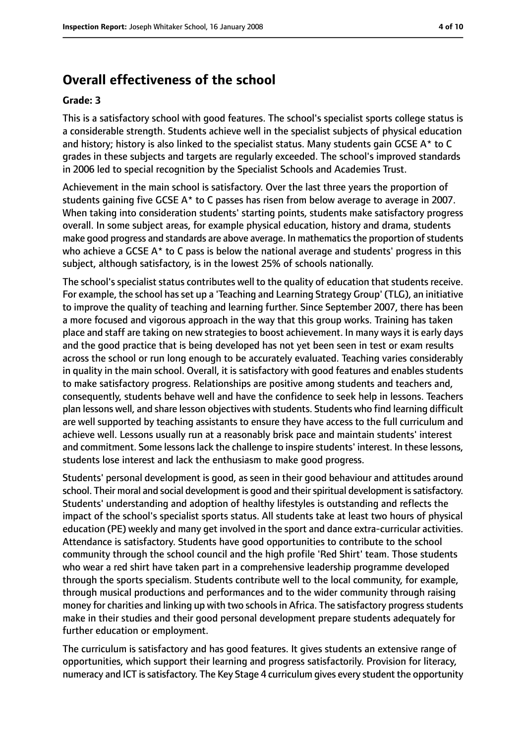## Overall effectiveness of the school

### Grade: 3

This is a satisfactory school with good features. The school's specialist sports college status is a considerable strength. Students achieve well in the specialist subjects of physical education and history; history is also linked to the specialist status. Many students gain GCSE A* to C grades in these subjects and targets are regularly exceeded. The school's improved standards in 2006 led to special recognition by the Specialist Schools and Academies Trust.

Achievement in the main school is satisfactory. Over the last three years the proportion of students gaining five GCSE A* to C passes has risen from below average to average in 2007. When taking into consideration students' starting points, students make satisfactory progress overall. In some subject areas, for example physical education, history and drama, students make good progress and standards are above average. In mathematics the proportion of students who achieve a GCSE A* to C pass is below the national average and students' progress in this subject, although satisfactory, is in the lowest 25% of schools nationally.

The school's specialist status contributes well to the quality of education that students receive. For example, the school has set up a 'Teaching and Learning Strategy Group' (TLG), an initiative to improve the quality of teaching and learning further. Since September 2007, there has been a more focused and vigorous approach in the way that this group works. Training has taken place and staff are taking on new strategies to boost achievement. In many ways it is early days and the good practice that is being developed has not yet been seen in test or exam results across the school or run long enough to be accurately evaluated. Teaching varies considerably in quality in the main school. Overall, it is satisfactory with good features and enables students to make satisfactory progress. Relationships are positive among students and teachers and, consequently, students behave well and have the confidence to seek help in lessons. Teachers plan lessons well, and share lesson objectives with students. Students who find learning difficult are well supported by teaching assistants to ensure they have access to the full curriculum and achieve well. Lessons usually run at a reasonably brisk pace and maintain students' interest and commitment. Some lessons lack the challenge to inspire students' interest. In these lessons, students lose interest and lack the enthusiasm to make good progress.

Students' personal development is good, as seen in their good behaviour and attitudes around school. Their moral and social development is good and their spiritual development is satisfactory. Students' understanding and adoption of healthy lifestyles is outstanding and reflects the impact of the school's specialist sports status. All students take at least two hours of physical education (PE) weekly and many get involved in the sport and dance extra-curricular activities. Attendance is satisfactory. Students have good opportunities to contribute to the school community through the school council and the high profile 'Red Shirt' team. Those students who wear a red shirt have taken part in a comprehensive leadership programme developed through the sports specialism. Students contribute well to the local community, for example, through musical productions and performances and to the wider community through raising money for charities and linking up with two schools in Africa. The satisfactory progress students make in their studies and their good personal development prepare students adequately for further education or employment.

The curriculum is satisfactory and has good features. It gives students an extensive range of opportunities, which support their learning and progress satisfactorily. Provision for literacy, numeracy and ICT is satisfactory. The Key Stage 4 curriculum gives every student the opportunity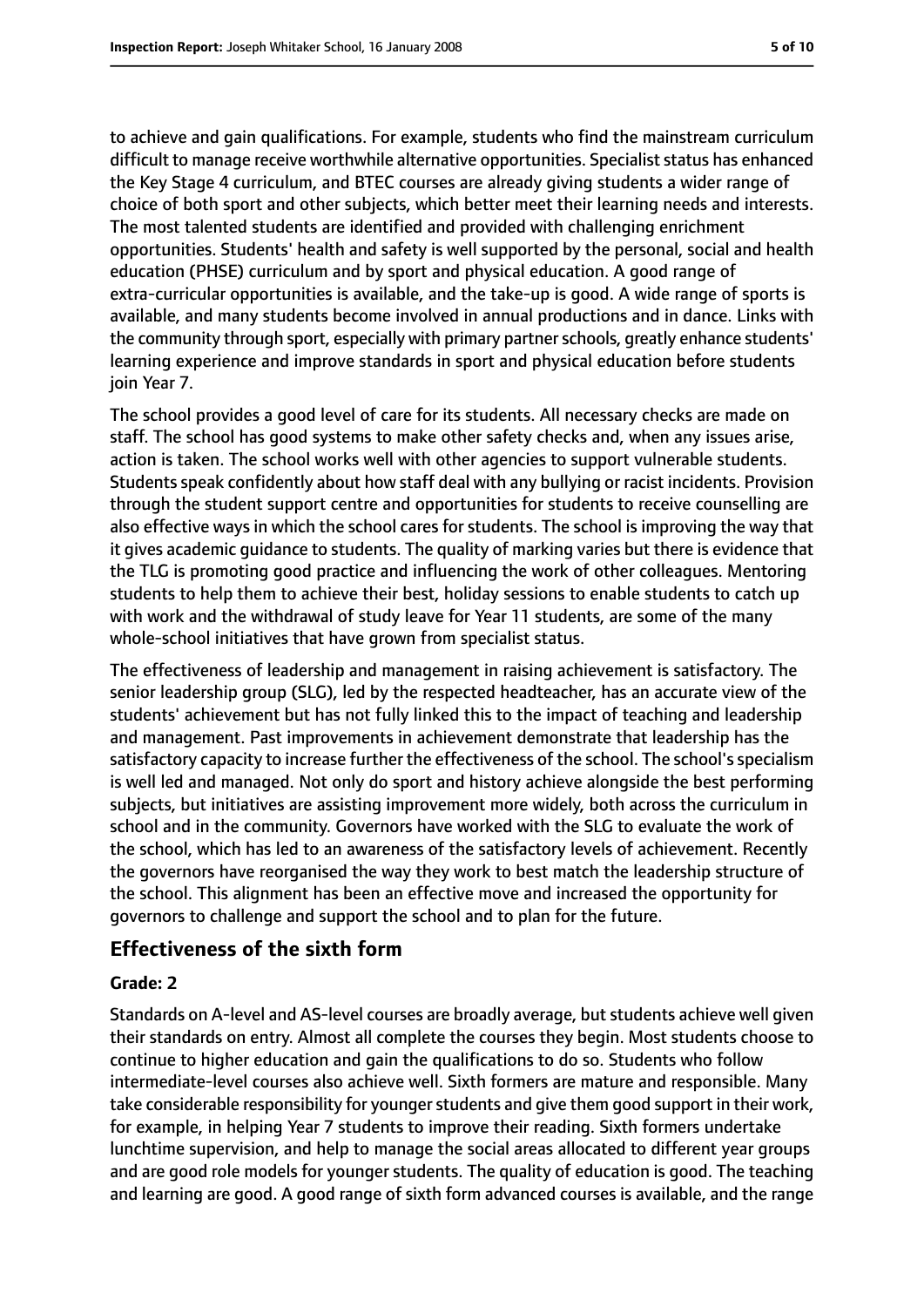to achieve and gain qualifications. For example, students who find the mainstream curriculum difficult to manage receive worthwhile alternative opportunities. Specialist status has enhanced the Key Stage 4 curriculum, and BTEC courses are already giving students a wider range of choice of both sport and other subjects, which better meet their learning needs and interests. The most talented students are identified and provided with challenging enrichment opportunities. Students' health and safety is well supported by the personal, social and health education (PHSE) curriculum and by sport and physical education. A good range of extra-curricular opportunities is available, and the take-up is good. A wide range of sports is available, and many students become involved in annual productions and in dance. Links with the community through sport, especially with primary partner schools, greatly enhance students' learning experience and improve standards in sport and physical education before students join Year 7.

The school provides a good level of care for its students. All necessary checks are made on staff. The school has good systems to make other safety checks and, when any issues arise, action is taken. The school works well with other agencies to support vulnerable students. Students speak confidently about how staff deal with any bullying or racist incidents. Provision through the student support centre and opportunities for students to receive counselling are also effective ways in which the school cares for students. The school is improving the way that it gives academic guidance to students. The quality of marking varies but there is evidence that the TLG is promoting good practice and influencing the work of other colleagues. Mentoring students to help them to achieve their best, holiday sessions to enable students to catch up with work and the withdrawal of study leave for Year 11 students, are some of the many whole-school initiatives that have grown from specialist status.

The effectiveness of leadership and management in raising achievement is satisfactory. The senior leadership group (SLG), led by the respected headteacher, has an accurate view of the students' achievement but has not fully linked this to the impact of teaching and leadership and management. Past improvements in achievement demonstrate that leadership has the satisfactory capacity to increase further the effectiveness of the school. The school's specialism is well led and managed. Not only do sport and history achieve alongside the best performing subjects, but initiatives are assisting improvement more widely, both across the curriculum in school and in the community. Governors have worked with the SLG to evaluate the work of the school, which has led to an awareness of the satisfactory levels of achievement. Recently the governors have reorganised the way they work to best match the leadership structure of the school. This alignment has been an effective move and increased the opportunity for governors to challenge and support the school and to plan for the future.

## Effectiveness of the sixth form

### Grade: 2

Standards on A-level and AS-level courses are broadly average, but students achieve well given their standards on entry. Almost all complete the courses they begin. Most students choose to continue to higher education and gain the qualifications to do so. Students who follow intermediate-level courses also achieve well. Sixth formers are mature and responsible. Many take considerable responsibility for younger students and give them good support in their work, for example, in helping Year 7 students to improve their reading. Sixth formers undertake lunchtime supervision, and help to manage the social areas allocated to different year groups and are good role models for younger students. The quality of education is good. The teaching and learning are good. A good range of sixth form advanced courses is available, and the range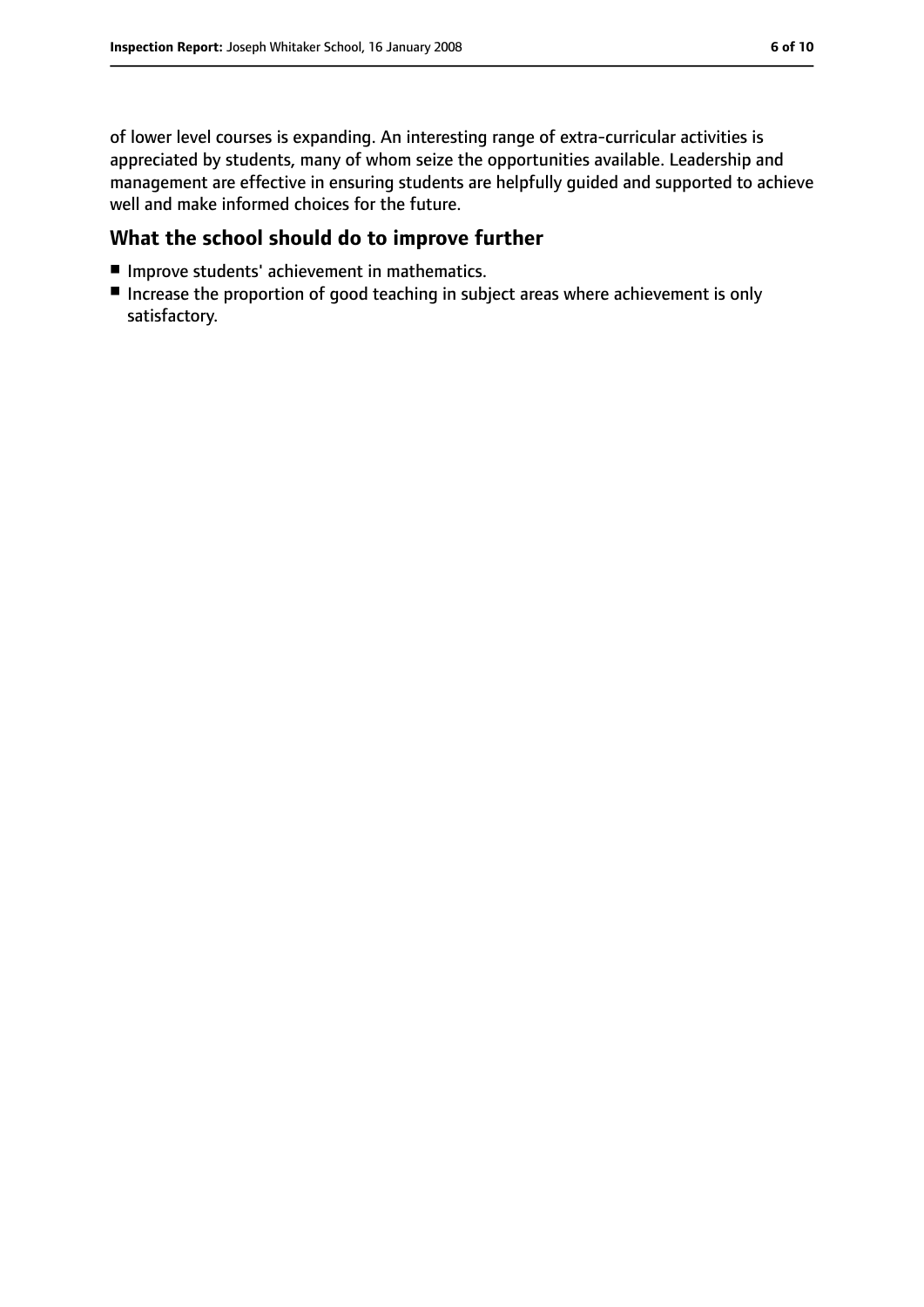of lower level courses is expanding. An interesting range of extra-curricular activities is appreciated by students, many of whom seize the opportunities available. Leadership and management are effective in ensuring students are helpfully guided and supported to achieve well and make informed choices for the future.

## What the school should do to improve further

- Improve students' achievement in mathematics.
- Increase the proportion of good teaching in subject areas where achievement is only satisfactory.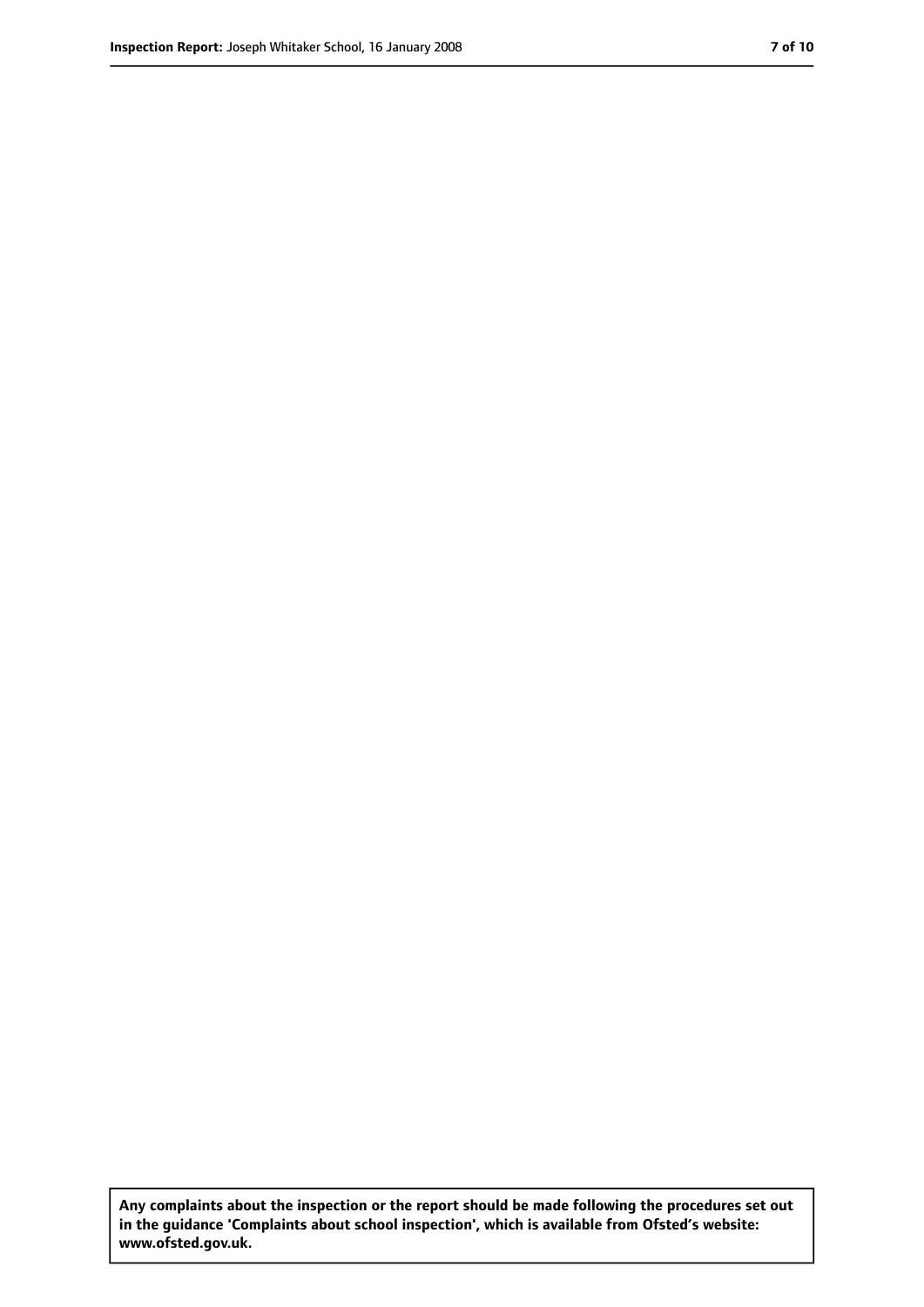**Any complaints about the inspection or the report should be made following the procedures set out in the guidance 'Complaints about school inspection', which is available from Ofsted's website: www.ofsted.gov.uk.**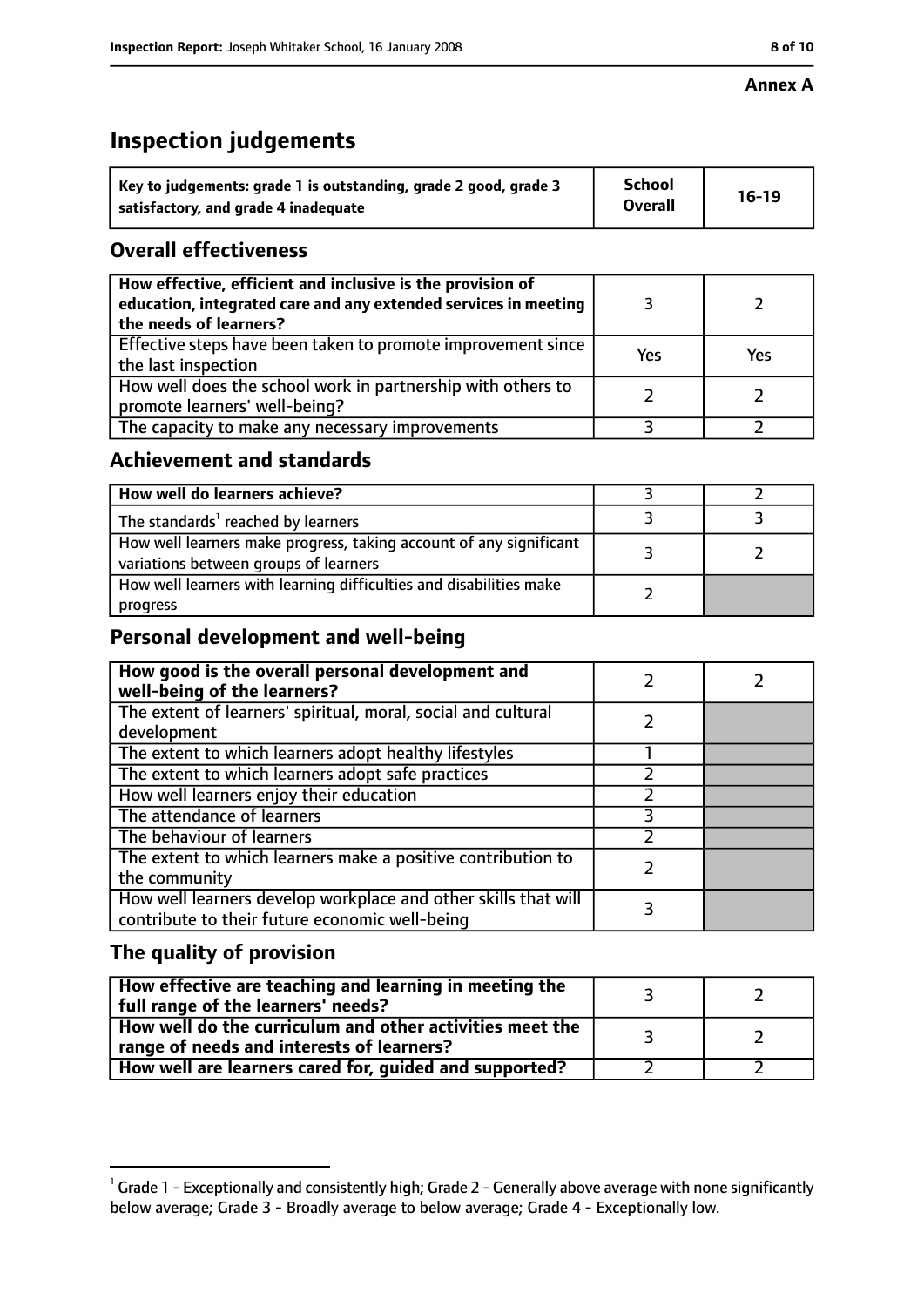**Annex A**

# Inspection judgements

| Key to judgements: grade 1 is outstanding, grade 2 good, grade 3 satisfactory, and grade 4 inadequate | School Overall | 16-19 |
|---|---|---|

## Overall effectiveness

| | | |
|---|---|---|
| How effective, efficient and inclusive is the provision of education, integrated care and any extended services in meeting the needs of learners? | 3 | 2 |
| Effective steps have been taken to promote improvement since the last inspection | Yes | Yes |
| How well does the school work in partnership with others to promote learners' well-being? | 2 | 2 |
| The capacity to make any necessary improvements | 3 | 2 |

## Achievement and standards

| | | |
|---|---|---|
| How well do learners achieve? | 3 | 2 |
| The standards[1] reached by learners | 3 | 3 |
| How well learners make progress, taking account of any significant variations between groups of learners | 3 | 2 |
| How well learners with learning difficulties and disabilities make progress | 2 | |

## Personal development and well-being

| | | |
|---|---|---|
| How good is the overall personal development and well-being of the learners? | 2 | 2 |
| The extent of learners' spiritual, moral, social and cultural development | 2 | |
| The extent to which learners adopt healthy lifestyles | 1 | |
| The extent to which learners adopt safe practices | 2 | |
| How well learners enjoy their education | 2 | |
| The attendance of learners | 3 | |
| The behaviour of learners | 2 | |
| The extent to which learners make a positive contribution to the community | 2 | |
| How well learners develop workplace and other skills that will contribute to their future economic well-being | 3 | |

## The quality of provision

| | | |
|---|---|---|
| How effective are teaching and learning in meeting the full range of the learners' needs? | 3 | 2 |
| How well do the curriculum and other activities meet the range of needs and interests of learners? | 3 | 2 |
| How well are learners cared for, guided and supported? | 2 | 2 |

[1] Grade 1 - Exceptionally and consistently high; Grade 2 - Generally above average with none significantly below average; Grade 3 - Broadly average to below average; Grade 4 - Exceptionally low.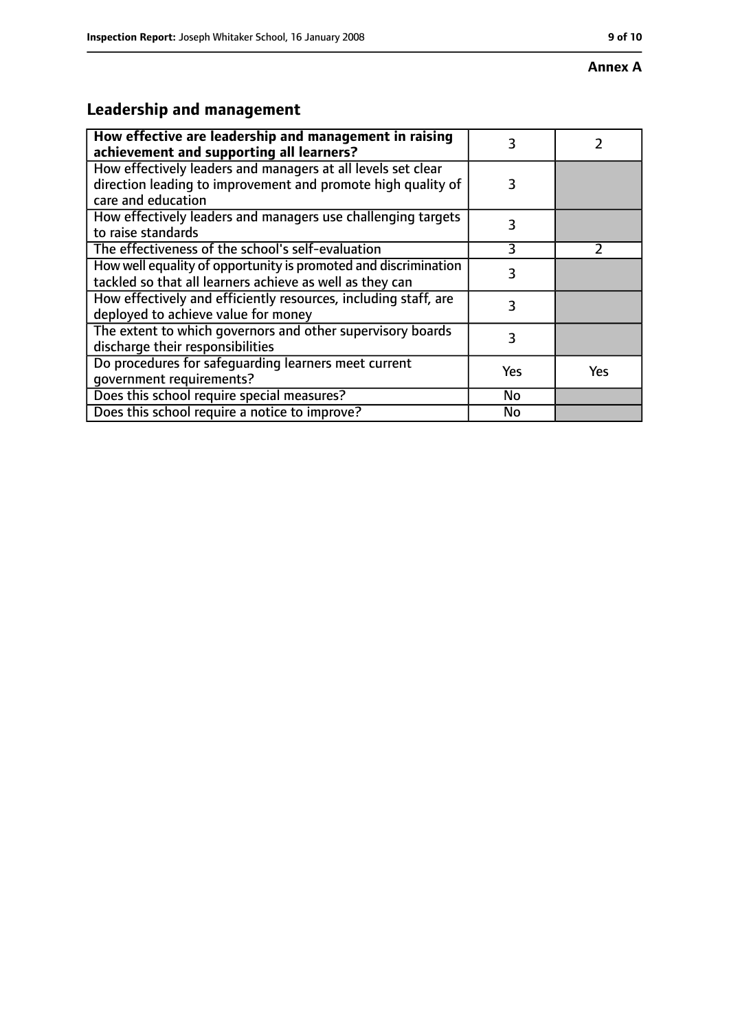**Annex A**

## Leadership and management

| How effective are leadership and management in raising achievement and supporting all learners? | 3 | 2 |
|---|---|---|
| How effectively leaders and managers at all levels set clear direction leading to improvement and promote high quality of care and education | 3 | |
| How effectively leaders and managers use challenging targets to raise standards | 3 | |
| The effectiveness of the school's self-evaluation | 3 | 2 |
| How well equality of opportunity is promoted and discrimination tackled so that all learners achieve as well as they can | 3 | |
| How effectively and efficiently resources, including staff, are deployed to achieve value for money | 3 | |
| The extent to which governors and other supervisory boards discharge their responsibilities | 3 | |
| Do procedures for safeguarding learners meet current government requirements? | Yes | Yes |
| Does this school require special measures? | No | |
| Does this school require a notice to improve? | No | |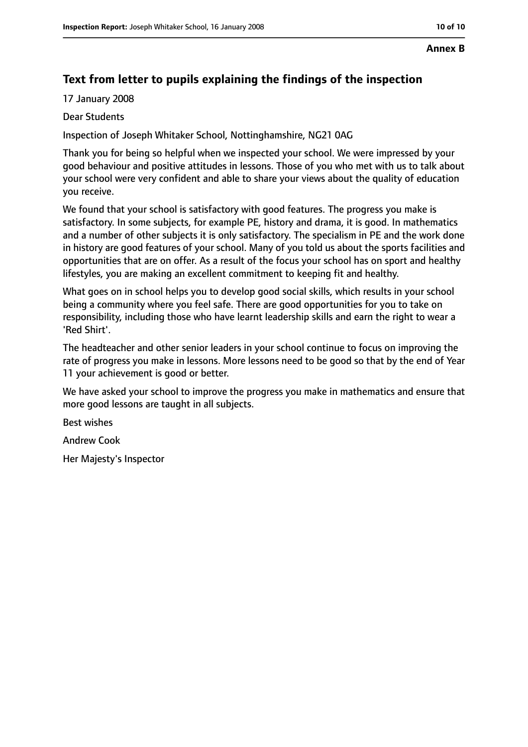**Annex B**

## Text from letter to pupils explaining the findings of the inspection

17 January 2008

Dear Students

Inspection of Joseph Whitaker School, Nottinghamshire, NG21 0AG

Thank you for being so helpful when we inspected your school. We were impressed by your good behaviour and positive attitudes in lessons. Those of you who met with us to talk about your school were very confident and able to share your views about the quality of education you receive.

We found that your school is satisfactory with good features. The progress you make is satisfactory. In some subjects, for example PE, history and drama, it is good. In mathematics and a number of other subjects it is only satisfactory. The specialism in PE and the work done in history are good features of your school. Many of you told us about the sports facilities and opportunities that are on offer. As a result of the focus your school has on sport and healthy lifestyles, you are making an excellent commitment to keeping fit and healthy.

What goes on in school helps you to develop good social skills, which results in your school being a community where you feel safe. There are good opportunities for you to take on responsibility, including those who have learnt leadership skills and earn the right to wear a 'Red Shirt'.

The headteacher and other senior leaders in your school continue to focus on improving the rate of progress you make in lessons. More lessons need to be good so that by the end of Year 11 your achievement is good or better.

We have asked your school to improve the progress you make in mathematics and ensure that more good lessons are taught in all subjects.

Best wishes

Andrew Cook

Her Majesty's Inspector